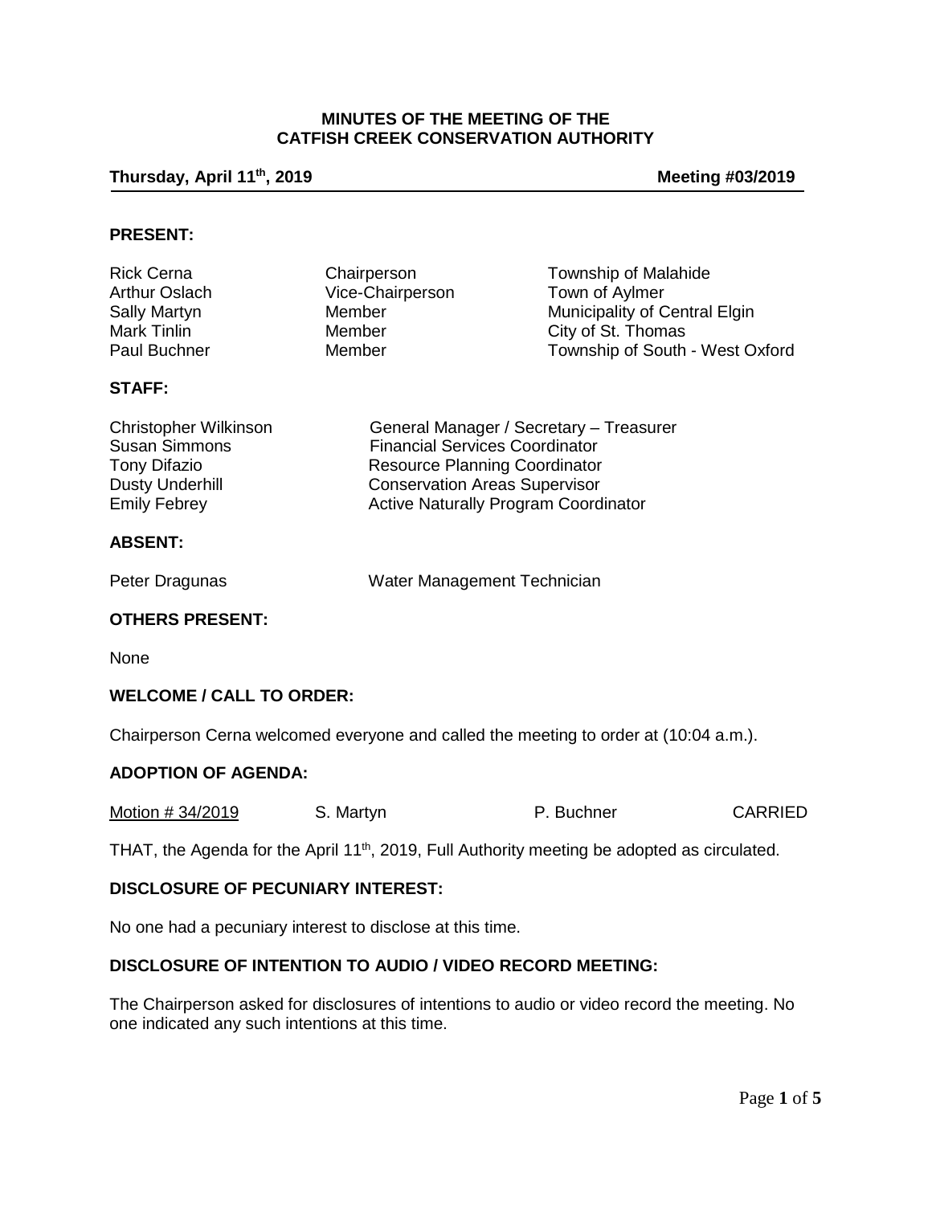**MINUTES OF THE MEETING OF THE CATFISH CREEK CONSERVATION AUTHORITY**

**Thursday, April 11th, 2019** **Meeting #03/2019**

## PRESENT:

| | | |
|---|---|---|
| Rick Cerna | Chairperson | Township of Malahide |
| Arthur Oslach | Vice-Chairperson | Town of Aylmer |
| Sally Martyn | Member | Municipality of Central Elgin |
| Mark Tinlin | Member | City of St. Thomas |
| Paul Buchner | Member | Township of South - West Oxford |

## STAFF:

| | |
|---|---|
| Christopher Wilkinson | General Manager / Secretary – Treasurer |
| Susan Simmons | Financial Services Coordinator |
| Tony Difazio | Resource Planning Coordinator |
| Dusty Underhill | Conservation Areas Supervisor |
| Emily Febrey | Active Naturally Program Coordinator |

## ABSENT:

| | |
|---|---|
| Peter Dragunas | Water Management Technician |

## OTHERS PRESENT:

None

## WELCOME / CALL TO ORDER:

Chairperson Cerna welcomed everyone and called the meeting to order at (10:04 a.m.).

## ADOPTION OF AGENDA:

| Motion # 34/2019 | S. Martyn | P. Buchner | CARRIED |
|---|---|---|---|

THAT, the Agenda for the April 11th, 2019, Full Authority meeting be adopted as circulated.

## DISCLOSURE OF PECUNIARY INTEREST:

No one had a pecuniary interest to disclose at this time.

## DISCLOSURE OF INTENTION TO AUDIO / VIDEO RECORD MEETING:

The Chairperson asked for disclosures of intentions to audio or video record the meeting. No one indicated any such intentions at this time.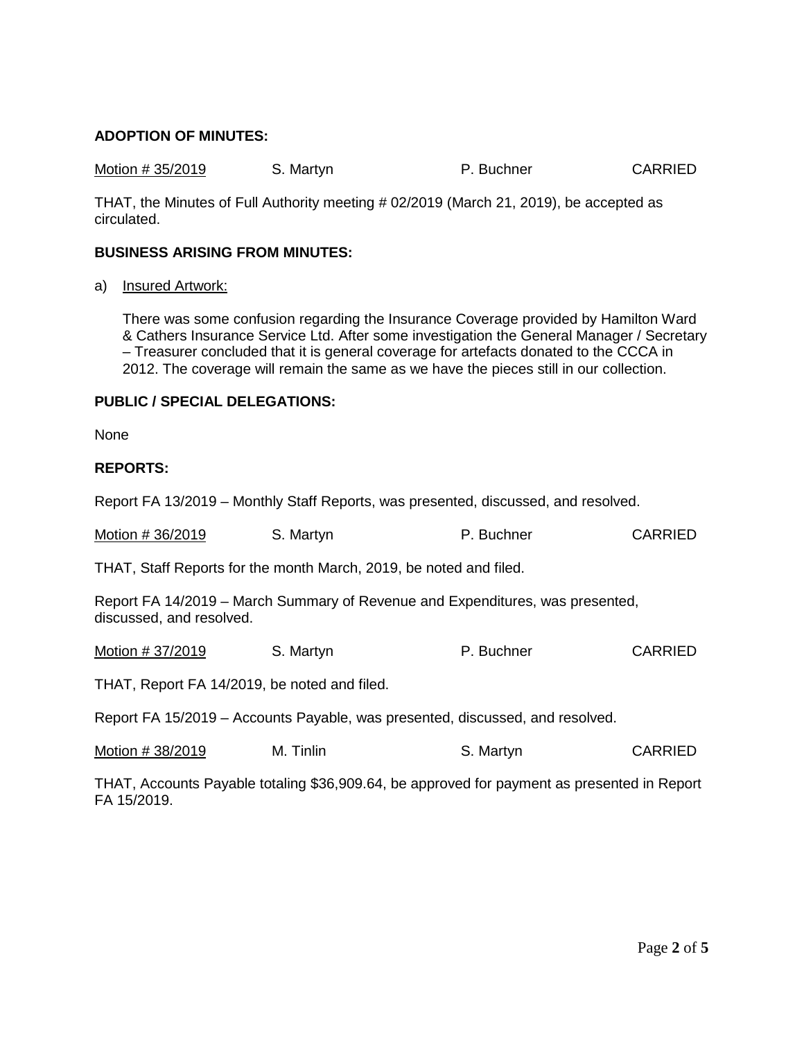**ADOPTION OF MINUTES:**

| Motion # 35/2019 | S. Martyn | P. Buchner | CARRIED |
|---|---|---|---|

THAT, the Minutes of Full Authority meeting # 02/2019 (March 21, 2019), be accepted as circulated.

**BUSINESS ARISING FROM MINUTES:**

a) Insured Artwork:

There was some confusion regarding the Insurance Coverage provided by Hamilton Ward & Cathers Insurance Service Ltd. After some investigation the General Manager / Secretary – Treasurer concluded that it is general coverage for artefacts donated to the CCCA in 2012. The coverage will remain the same as we have the pieces still in our collection.

**PUBLIC / SPECIAL DELEGATIONS:**

None

**REPORTS:**

Report FA 13/2019 – Monthly Staff Reports, was presented, discussed, and resolved.

| Motion # 36/2019 | S. Martyn | P. Buchner | CARRIED |
|---|---|---|---|

THAT, Staff Reports for the month March, 2019, be noted and filed.

Report FA 14/2019 – March Summary of Revenue and Expenditures, was presented, discussed, and resolved.

| Motion # 37/2019 | S. Martyn | P. Buchner | CARRIED |
|---|---|---|---|

THAT, Report FA 14/2019, be noted and filed.

Report FA 15/2019 – Accounts Payable, was presented, discussed, and resolved.

| Motion # 38/2019 | M. Tinlin | S. Martyn | CARRIED |
|---|---|---|---|

THAT, Accounts Payable totaling $36,909.64, be approved for payment as presented in Report FA 15/2019.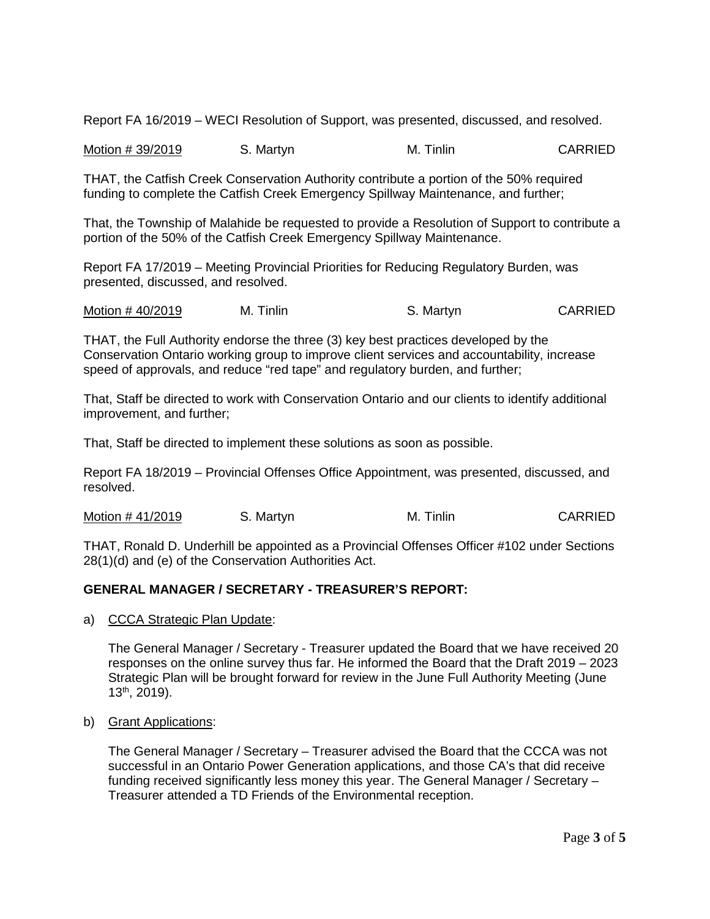Report FA 16/2019 – WECI Resolution of Support, was presented, discussed, and resolved.

<u>Motion # 39/2019</u> S. Martyn M. Tinlin CARRIED

THAT, the Catfish Creek Conservation Authority contribute a portion of the 50% required funding to complete the Catfish Creek Emergency Spillway Maintenance, and further;

That, the Township of Malahide be requested to provide a Resolution of Support to contribute a portion of the 50% of the Catfish Creek Emergency Spillway Maintenance.

Report FA 17/2019 – Meeting Provincial Priorities for Reducing Regulatory Burden, was presented, discussed, and resolved.

<u>Motion # 40/2019</u> M. Tinlin S. Martyn CARRIED

THAT, the Full Authority endorse the three (3) key best practices developed by the Conservation Ontario working group to improve client services and accountability, increase speed of approvals, and reduce "red tape" and regulatory burden, and further;

That, Staff be directed to work with Conservation Ontario and our clients to identify additional improvement, and further;

That, Staff be directed to implement these solutions as soon as possible.

Report FA 18/2019 – Provincial Offenses Office Appointment, was presented, discussed, and resolved.

<u>Motion # 41/2019</u> S. Martyn M. Tinlin CARRIED

THAT, Ronald D. Underhill be appointed as a Provincial Offenses Officer #102 under Sections 28(1)(d) and (e) of the Conservation Authorities Act.

**GENERAL MANAGER / SECRETARY - TREASURER'S REPORT:**

a) <u>CCCA Strategic Plan Update</u>:

The General Manager / Secretary - Treasurer updated the Board that we have received 20 responses on the online survey thus far. He informed the Board that the Draft 2019 – 2023 Strategic Plan will be brought forward for review in the June Full Authority Meeting (June 13th, 2019).

b) <u>Grant Applications</u>:

The General Manager / Secretary – Treasurer advised the Board that the CCCA was not successful in an Ontario Power Generation applications, and those CA's that did receive funding received significantly less money this year. The General Manager / Secretary – Treasurer attended a TD Friends of the Environmental reception.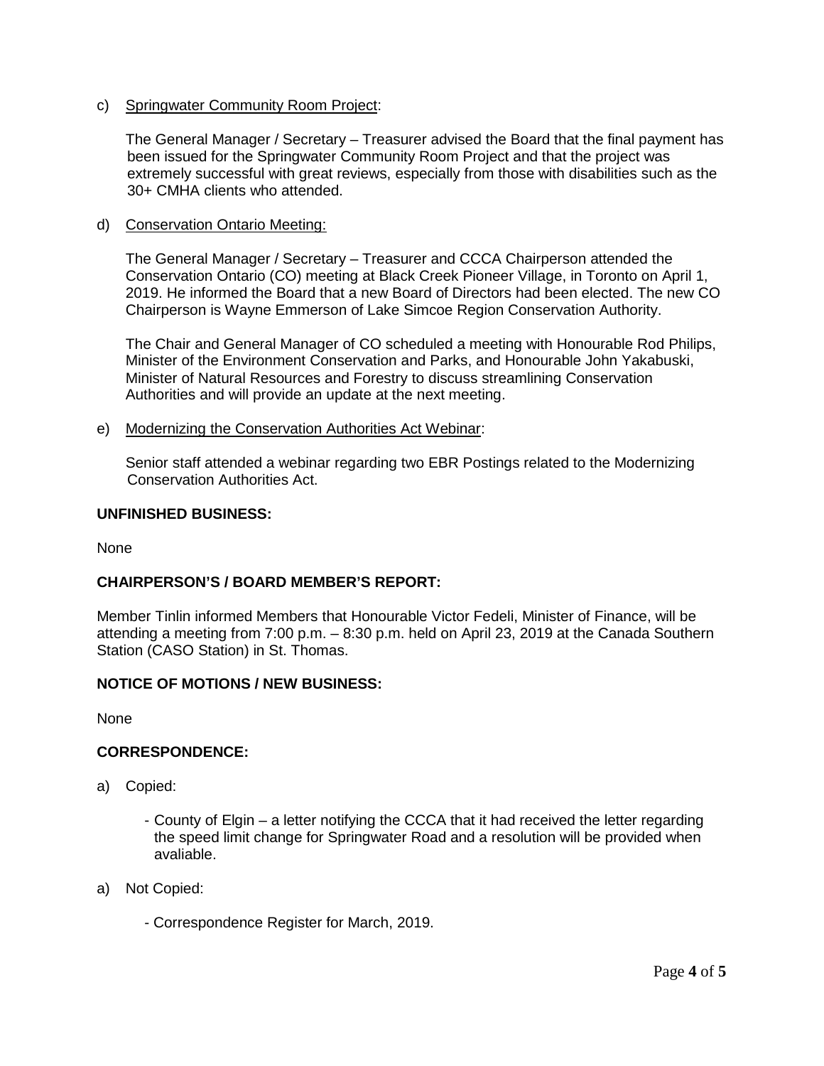c) Springwater Community Room Project:

The General Manager / Secretary – Treasurer advised the Board that the final payment has been issued for the Springwater Community Room Project and that the project was extremely successful with great reviews, especially from those with disabilities such as the 30+ CMHA clients who attended.

d) Conservation Ontario Meeting:

The General Manager / Secretary – Treasurer and CCCA Chairperson attended the Conservation Ontario (CO) meeting at Black Creek Pioneer Village, in Toronto on April 1, 2019. He informed the Board that a new Board of Directors had been elected. The new CO Chairperson is Wayne Emmerson of Lake Simcoe Region Conservation Authority.

The Chair and General Manager of CO scheduled a meeting with Honourable Rod Philips, Minister of the Environment Conservation and Parks, and Honourable John Yakabuski, Minister of Natural Resources and Forestry to discuss streamlining Conservation Authorities and will provide an update at the next meeting.

e) Modernizing the Conservation Authorities Act Webinar:

Senior staff attended a webinar regarding two EBR Postings related to the Modernizing Conservation Authorities Act.

**UNFINISHED BUSINESS:**

None

**CHAIRPERSON'S / BOARD MEMBER'S REPORT:**

Member Tinlin informed Members that Honourable Victor Fedeli, Minister of Finance, will be attending a meeting from 7:00 p.m. – 8:30 p.m. held on April 23, 2019 at the Canada Southern Station (CASO Station) in St. Thomas.

**NOTICE OF MOTIONS / NEW BUSINESS:**

None

**CORRESPONDENCE:**

a) Copied:

- County of Elgin – a letter notifying the CCCA that it had received the letter regarding the speed limit change for Springwater Road and a resolution will be provided when avaliable.

a) Not Copied:

- Correspondence Register for March, 2019.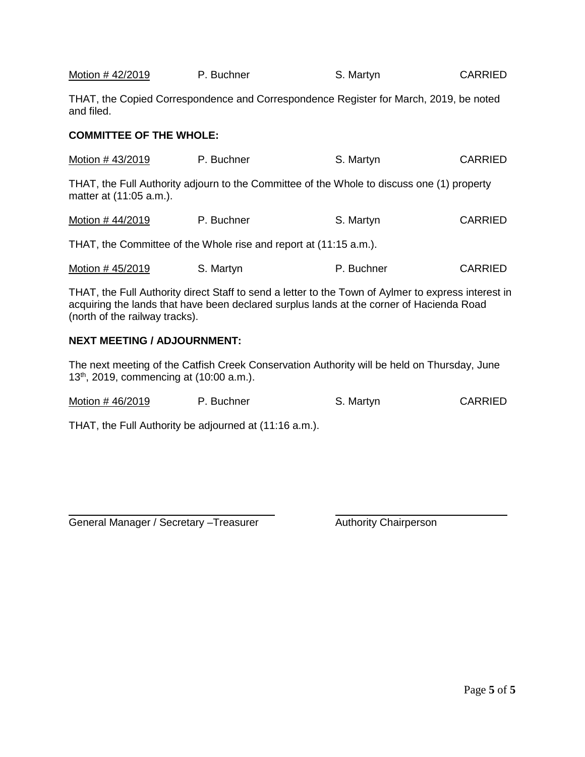Motion # 42/2019 P. Buchner S. Martyn CARRIED

THAT, the Copied Correspondence and Correspondence Register for March, 2019, be noted and filed.

**COMMITTEE OF THE WHOLE:**

Motion # 43/2019 P. Buchner S. Martyn CARRIED

THAT, the Full Authority adjourn to the Committee of the Whole to discuss one (1) property matter at (11:05 a.m.).

Motion # 44/2019 P. Buchner S. Martyn CARRIED

THAT, the Committee of the Whole rise and report at (11:15 a.m.).

Motion # 45/2019 S. Martyn P. Buchner CARRIED

THAT, the Full Authority direct Staff to send a letter to the Town of Aylmer to express interest in acquiring the lands that have been declared surplus lands at the corner of Hacienda Road (north of the railway tracks).

**NEXT MEETING / ADJOURNMENT:**

The next meeting of the Catfish Creek Conservation Authority will be held on Thursday, June 13th, 2019, commencing at (10:00 a.m.).

Motion # 46/2019 P. Buchner S. Martyn CARRIED

THAT, the Full Authority be adjourned at (11:16 a.m.).

General Manager / Secretary –Treasurer

Authority Chairperson